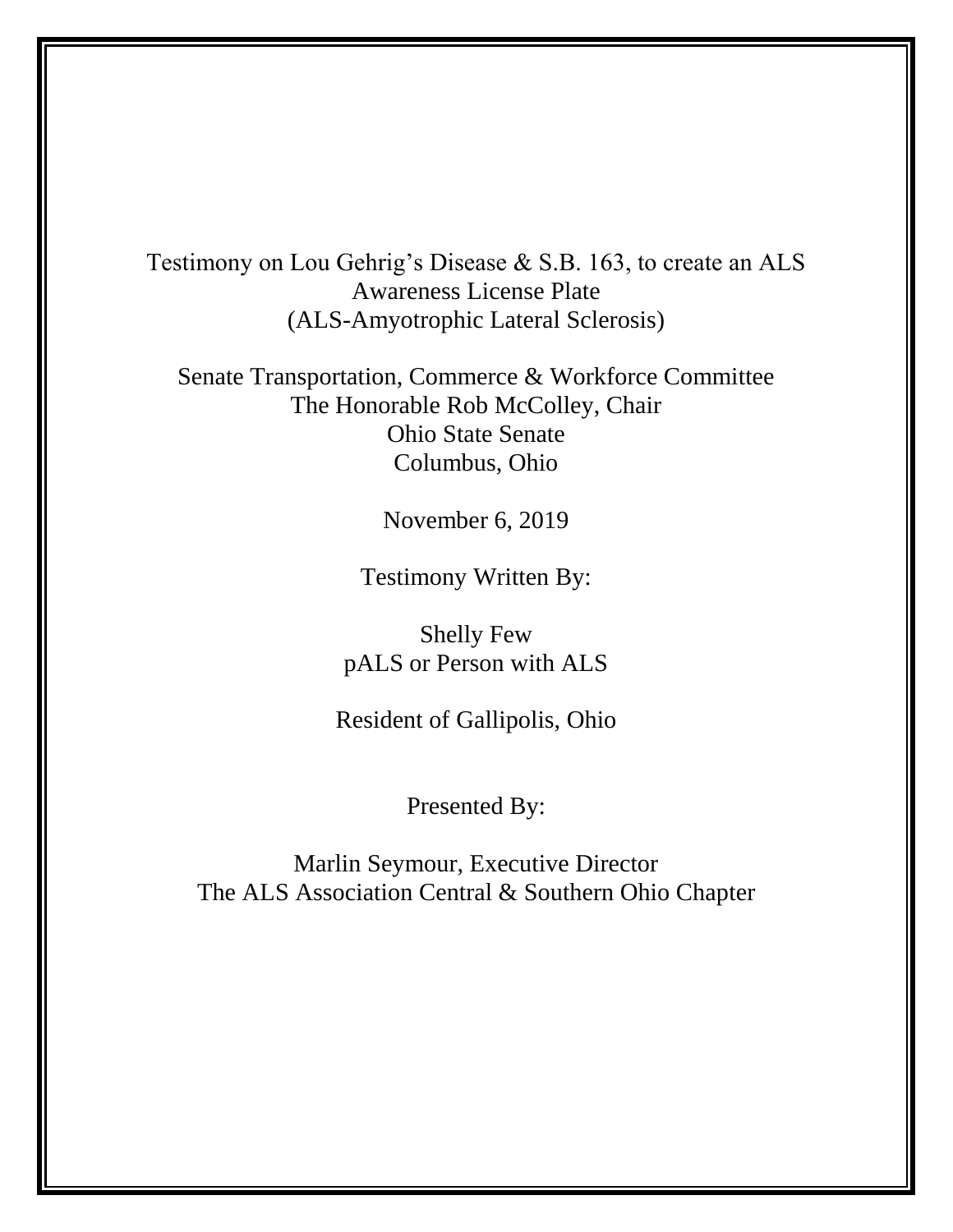# Testimony on Lou Gehrig's Disease & S.B. 163, to create an ALS Awareness License Plate
(ALS-Amyotrophic Lateral Sclerosis)

Senate Transportation, Commerce & Workforce Committee
The Honorable Rob McColley, Chair
Ohio State Senate
Columbus, Ohio

November 6, 2019

Testimony Written By:

Shelly Few
pALS or Person with ALS

Resident of Gallipolis, Ohio

Presented By:

Marlin Seymour, Executive Director
The ALS Association Central & Southern Ohio Chapter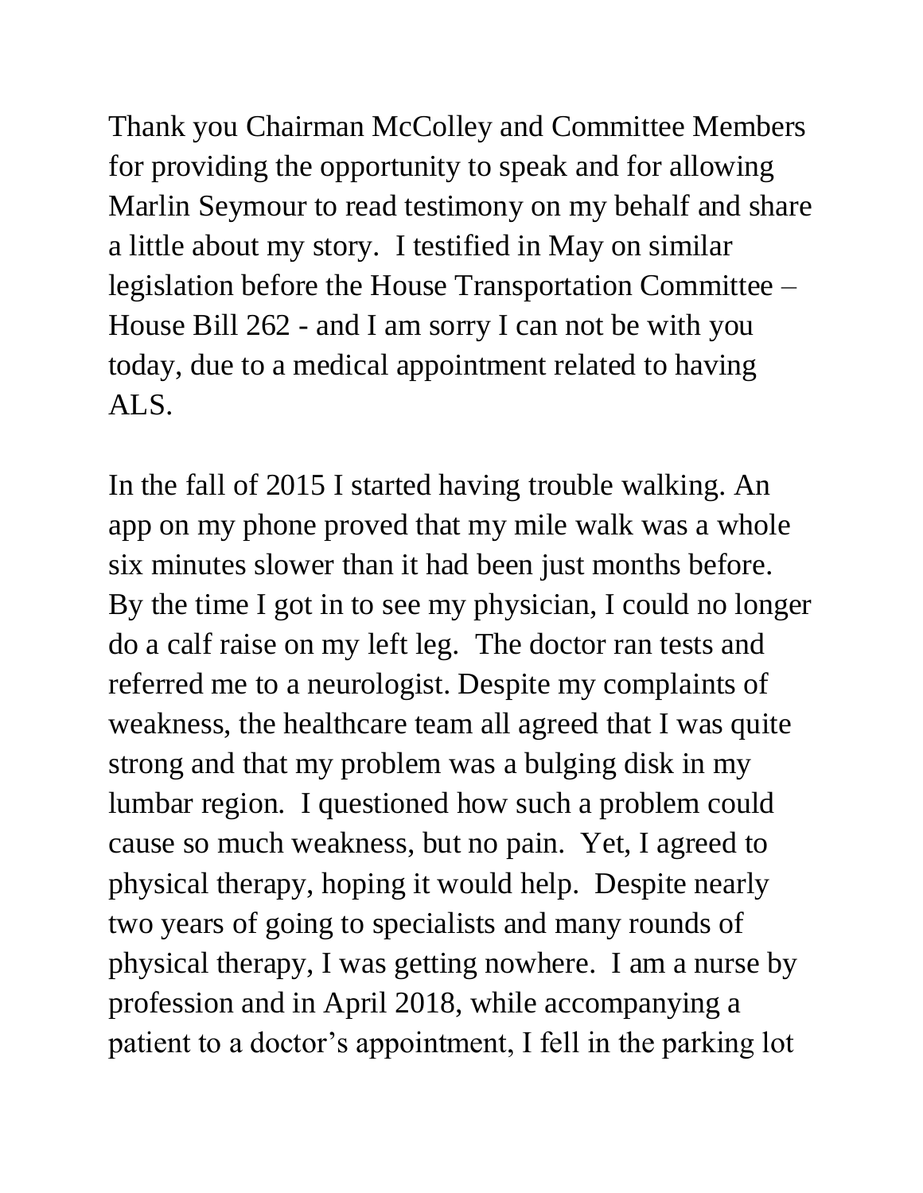Thank you Chairman McColley and Committee Members for providing the opportunity to speak and for allowing Marlin Seymour to read testimony on my behalf and share a little about my story. I testified in May on similar legislation before the House Transportation Committee – House Bill 262 - and I am sorry I can not be with you today, due to a medical appointment related to having ALS.

In the fall of 2015 I started having trouble walking. An app on my phone proved that my mile walk was a whole six minutes slower than it had been just months before. By the time I got in to see my physician, I could no longer do a calf raise on my left leg. The doctor ran tests and referred me to a neurologist. Despite my complaints of weakness, the healthcare team all agreed that I was quite strong and that my problem was a bulging disk in my lumbar region. I questioned how such a problem could cause so much weakness, but no pain. Yet, I agreed to physical therapy, hoping it would help. Despite nearly two years of going to specialists and many rounds of physical therapy, I was getting nowhere. I am a nurse by profession and in April 2018, while accompanying a patient to a doctor's appointment, I fell in the parking lot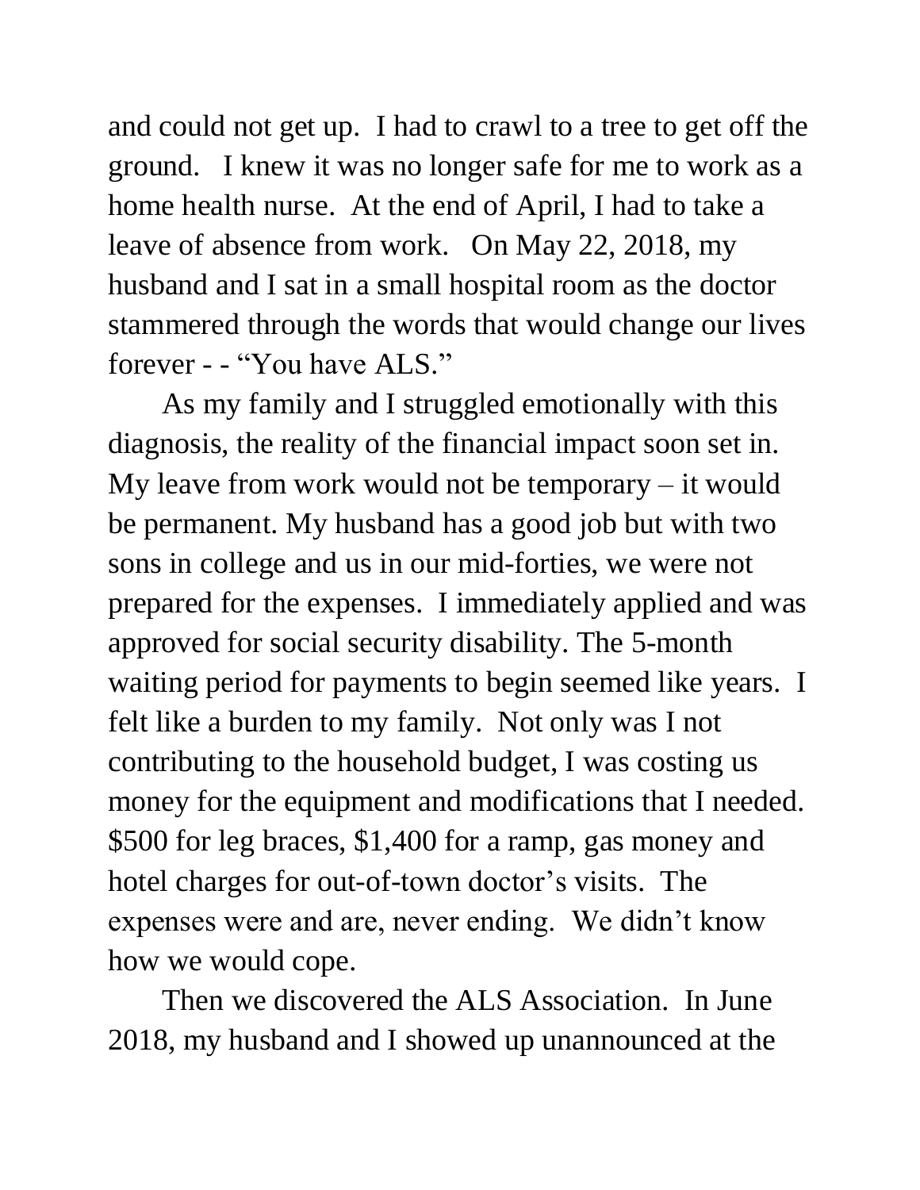and could not get up. I had to crawl to a tree to get off the ground. I knew it was no longer safe for me to work as a home health nurse. At the end of April, I had to take a leave of absence from work. On May 22, 2018, my husband and I sat in a small hospital room as the doctor stammered through the words that would change our lives forever - - "You have ALS."

As my family and I struggled emotionally with this diagnosis, the reality of the financial impact soon set in. My leave from work would not be temporary – it would be permanent. My husband has a good job but with two sons in college and us in our mid-forties, we were not prepared for the expenses. I immediately applied and was approved for social security disability. The 5-month waiting period for payments to begin seemed like years. I felt like a burden to my family. Not only was I not contributing to the household budget, I was costing us money for the equipment and modifications that I needed. $500 for leg braces, $1,400 for a ramp, gas money and hotel charges for out-of-town doctor's visits. The expenses were and are, never ending. We didn't know how we would cope.

Then we discovered the ALS Association. In June 2018, my husband and I showed up unannounced at the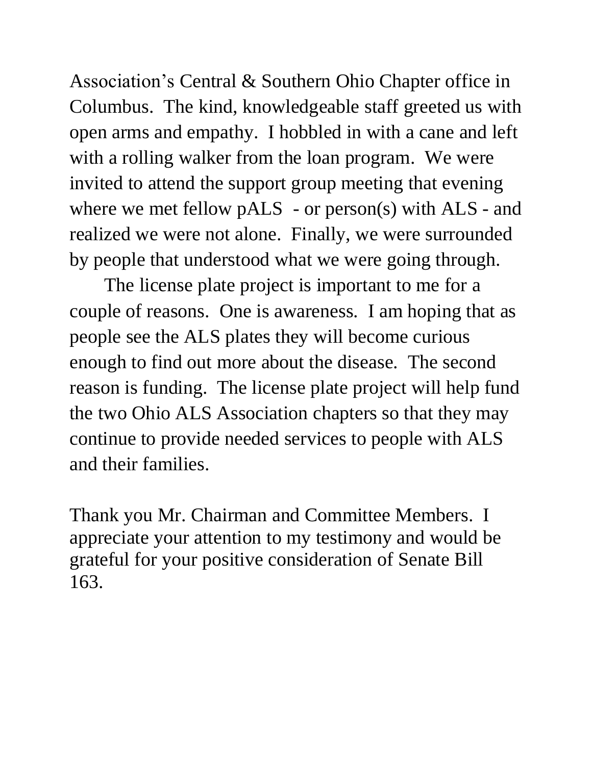Association's Central & Southern Ohio Chapter office in Columbus. The kind, knowledgeable staff greeted us with open arms and empathy. I hobbled in with a cane and left with a rolling walker from the loan program. We were invited to attend the support group meeting that evening where we met fellow pALS - or person(s) with ALS - and realized we were not alone. Finally, we were surrounded by people that understood what we were going through.

The license plate project is important to me for a couple of reasons. One is awareness. I am hoping that as people see the ALS plates they will become curious enough to find out more about the disease. The second reason is funding. The license plate project will help fund the two Ohio ALS Association chapters so that they may continue to provide needed services to people with ALS and their families.

Thank you Mr. Chairman and Committee Members. I appreciate your attention to my testimony and would be grateful for your positive consideration of Senate Bill 163.